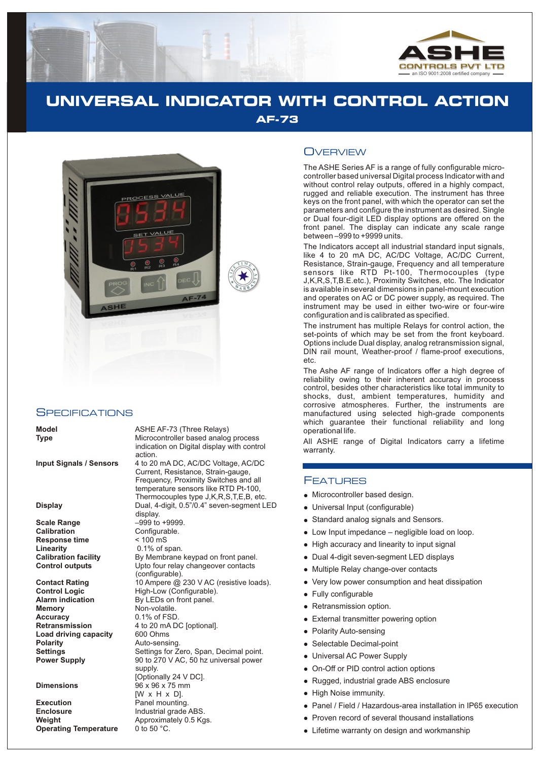ASHE CONTROLS PVT LTD
an ISO 9001:2008 certified company

# UNIVERSAL INDICATOR WITH CONTROL ACTION

## AF-73

## Overview

The ASHE Series AF is a range of fully configurable micro-controller based universal Digital process Indicator with and without control relay outputs, offered in a highly compact, rugged and reliable execution. The instrument has three keys on the front panel, with which the operator can set the parameters and configure the instrument as desired. Single or Dual four-digit LED display options are offered on the front panel. The display can indicate any scale range between –999 to +9999 units.

The Indicators accept all industrial standard input signals, like 4 to 20 mA DC, AC/DC Voltage, AC/DC Current, Resistance, Strain-gauge, Frequency and all temperature sensors like RTD Pt-100, Thermocouples (type J,K,R,S,T,B.E.etc.), Proximity Switches, etc. The Indicator is available in several dimensions in panel-mount execution and operates on AC or DC power supply, as required. The instrument may be used in either two-wire or four-wire configuration and is calibrated as specified.

The instrument has multiple Relays for control action, the set-points of which may be set from the front keyboard. Options include Dual display, analog retransmission signal, DIN rail mount, Weather-proof / flame-proof executions, etc.

The Ashe AF range of Indicators offer a high degree of reliability owing to their inherent accuracy in process control, besides other characteristics like total immunity to shocks, dust, ambient temperatures, humidity and corrosive atmospheres. Further, the instruments are manufactured using selected high-grade components which guarantee their functional reliability and long operational life.

All ASHE range of Digital Indicators carry a lifetime warranty.

## Specifications

| | |
|---|---|
| **Model** | ASHE AF-73 (Three Relays) |
| **Type** | Microcontroller based analog process indication on Digital display with control action. |
| **Input Signals / Sensors** | 4 to 20 mA DC, AC/DC Voltage, AC/DC Current, Resistance, Strain-gauge, Frequency, Proximity Switches and all temperature sensors like RTD Pt-100, Thermocouples type J,K,R,S,T,E,B, etc. |
| **Display** | Dual, 4-digit, 0.5"/0.4" seven-segment LED display. |
| **Scale Range** | –999 to +9999. |
| **Calibration** | Configurable. |
| **Response time** | < 100 mS |
| **Linearity** | 0.1% of span. |
| **Calibration facility** | By Membrane keypad on front panel. |
| **Control outputs** | Upto four relay changeover contacts (configurable). |
| **Contact Rating** | 10 Ampere @ 230 V AC (resistive loads). |
| **Control Logic** | High-Low (Configurable). |
| **Alarm indication** | By LEDs on front panel. |
| **Memory** | Non-volatile. |
| **Accuracy** | 0.1% of FSD. |
| **Retransmission** | 4 to 20 mA DC [optional]. |
| **Load driving capacity** | 600 Ohms |
| **Polarity** | Auto-sensing. |
| **Settings** | Settings for Zero, Span, Decimal point. |
| **Power Supply** | 90 to 270 V AC, 50 hz universal power supply. [Optionally 24 V DC]. |
| **Dimensions** | 96 x 96 x 75 mm [W x H x D]. |
| **Execution** | Panel mounting. |
| **Enclosure** | Industrial grade ABS. |
| **Weight** | Approximately 0.5 Kgs. |
| **Operating Temperature** | 0 to 50 °C. |

## Features

- Microcontroller based design.
- Universal Input (configurable)
- Standard analog signals and Sensors.
- Low Input impedance – negligible load on loop.
- High accuracy and linearity to input signal
- Dual 4-digit seven-segment LED displays
- Multiple Relay change-over contacts
- Very low power consumption and heat dissipation
- Fully configurable
- Retransmission option.
- External transmitter powering option
- Polarity Auto-sensing
- Selectable Decimal-point
- Universal AC Power Supply
- On-Off or PID control action options
- Rugged, industrial grade ABS enclosure
- High Noise immunity.
- Panel / Field / Hazardous-area installation in IP65 execution
- Proven record of several thousand installations
- Lifetime warranty on design and workmanship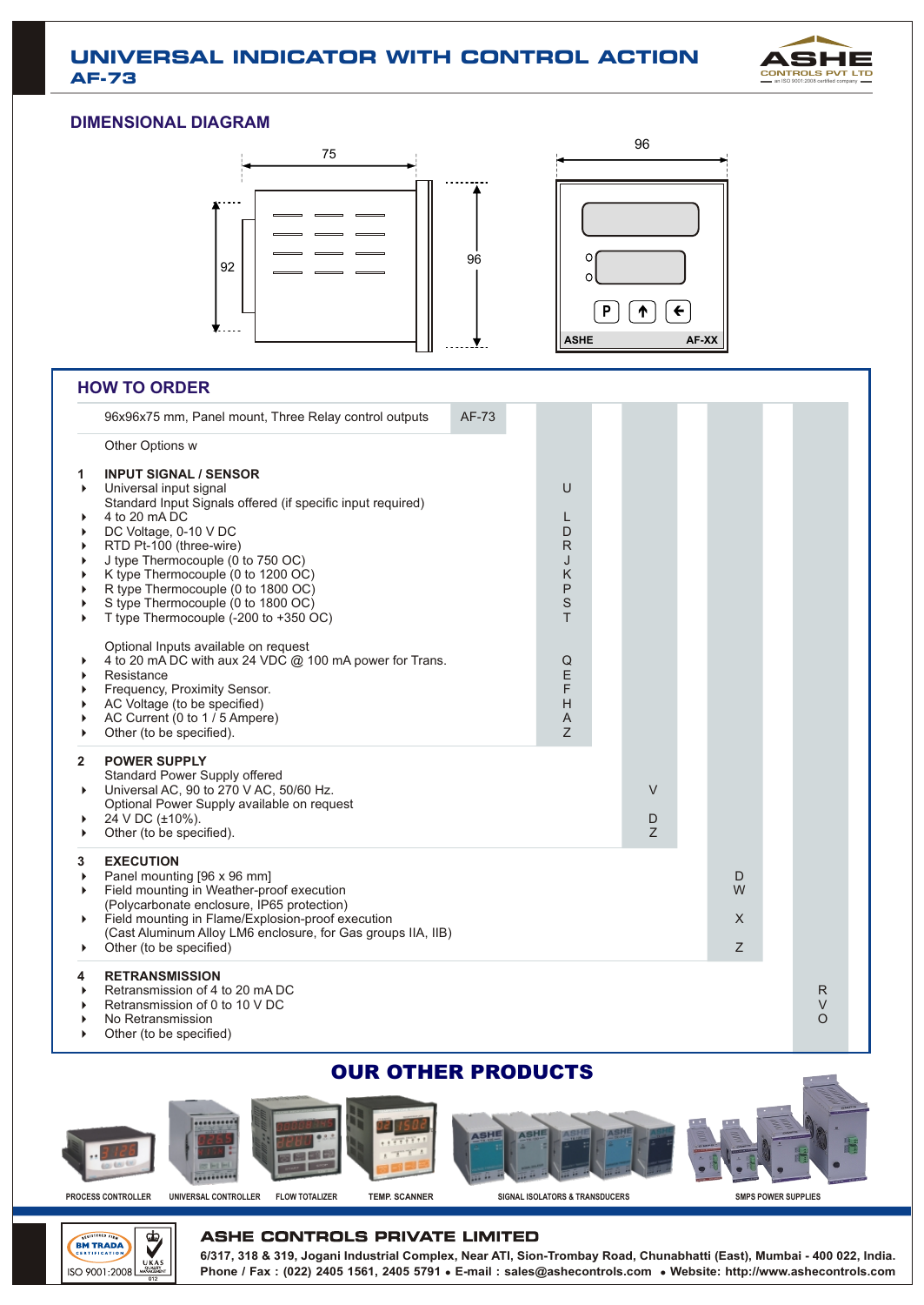# UNIVERSAL INDICATOR WITH CONTROL ACTION
## AF-73

## DIMENSIONAL DIAGRAM

75

92

96

96

P

ASHE AF-XX

## HOW TO ORDER

| | | | | | | |
|---|---|---|---|---|---|---|
| 96x96x75 mm, Panel mount, Three Relay control outputs | AF-73 | | | | | |
| Other Options w | | | | | | |
| **1 INPUT SIGNAL / SENSOR** | | | | | | |
| Universal input signal | | U | | | | |
| Standard Input Signals offered (if specific input required) | | | | | | |
| 4 to 20 mA DC | | L | | | | |
| DC Voltage, 0-10 V DC | | D | | | | |
| RTD Pt-100 (three-wire) | | R | | | | |
| J type Thermocouple (0 to 750 OC) | | J | | | | |
| K type Thermocouple (0 to 1200 OC) | | K | | | | |
| R type Thermocouple (0 to 1800 OC) | | P | | | | |
| S type Thermocouple (0 to 1800 OC) | | S | | | | |
| T type Thermocouple (-200 to +350 OC) | | T | | | | |
| Optional Inputs available on request | | | | | | |
| 4 to 20 mA DC with aux 24 VDC @ 100 mA power for Trans. | | Q | | | | |
| Resistance | | E | | | | |
| Frequency, Proximity Sensor. | | F | | | | |
| AC Voltage (to be specified) | | H | | | | |
| AC Current (0 to 1 / 5 Ampere) | | A | | | | |
| Other (to be specified). | | Z | | | | |
| **2 POWER SUPPLY** | | | | | | |
| Standard Power Supply offered | | | | | | |
| Universal AC, 90 to 270 V AC, 50/60 Hz. | | | V | | | |
| Optional Power Supply available on request | | | | | | |
| 24 V DC (±10%). | | | D | | | |
| Other (to be specified). | | | Z | | | |
| **3 EXECUTION** | | | | | | |
| Panel mounting [96 x 96 mm] | | | | D | | |
| Field mounting in Weather-proof execution (Polycarbonate enclosure, IP65 protection) | | | | W | | |
| Field mounting in Flame/Explosion-proof execution (Cast Aluminum Alloy LM6 enclosure, for Gas groups IIA, IIB) | | | | X | | |
| Other (to be specified) | | | | Z | | |
| **4 RETRANSMISSION** | | | | | | |
| Retransmission of 4 to 20 mA DC | | | | | R | |
| Retransmission of 0 to 10 V DC | | | | | V | |
| No Retransmission | | | | | O | |
| Other (to be specified) | | | | | | |

## OUR OTHER PRODUCTS

PROCESS CONTROLLER

UNIVERSAL CONTROLLER

FLOW TOTALIZER

TEMP. SCANNER

SIGNAL ISOLATORS & TRANSDUCERS

SMPS POWER SUPPLIES

ISO 9001:2008

**ASHE CONTROLS PRIVATE LIMITED**

6/317, 318 & 319, Jogani Industrial Complex, Near ATI, Sion-Trombay Road, Chunabhatti (East), Mumbai - 400 022, India.
Phone / Fax : (022) 2405 1561, 2405 5791 • E-mail : sales@ashecontrols.com • Website: http://www.ashecontrols.com